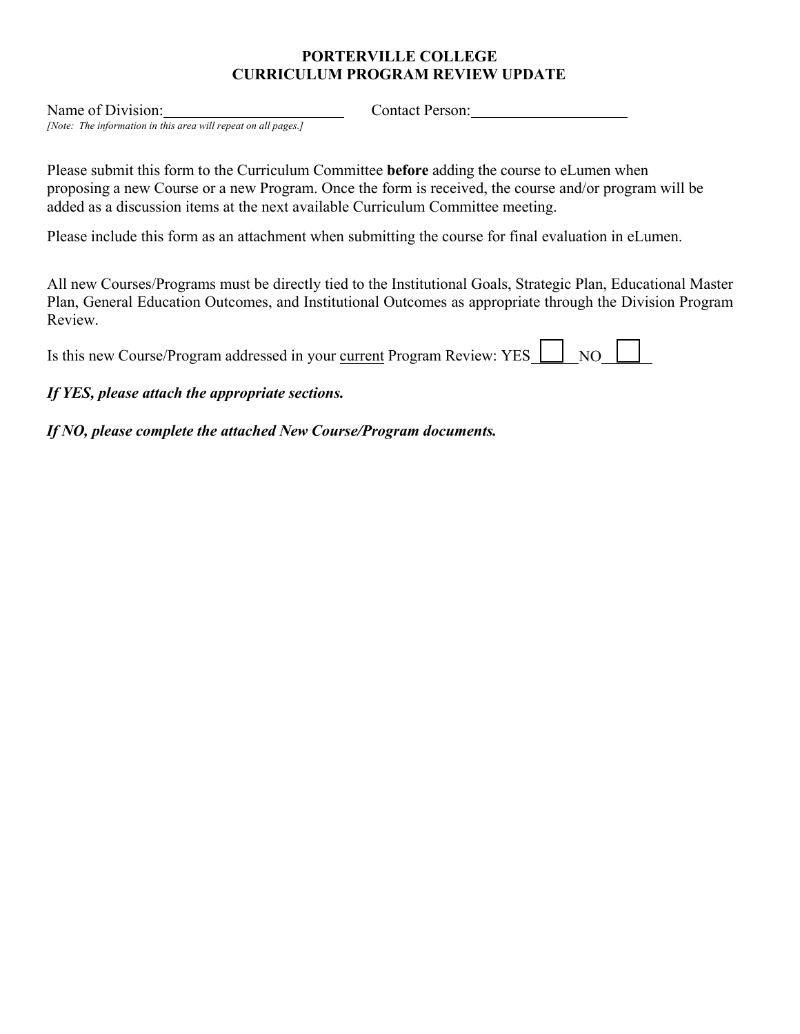# PORTERVILLE COLLEGE
# CURRICULUM PROGRAM REVIEW UPDATE

Name of Division:________________________ Contact Person:____________________

*[Note: The information in this area will repeat on all pages.]*

Please submit this form to the Curriculum Committee **before** adding the course to eLumen when proposing a new Course or a new Program. Once the form is received, the course and/or program will be added as a discussion items at the next available Curriculum Committee meeting.

Please include this form as an attachment when submitting the course for final evaluation in eLumen.

All new Courses/Programs must be directly tied to the Institutional Goals, Strategic Plan, Educational Master Plan, General Education Outcomes, and Institutional Outcomes as appropriate through the Division Program Review.

Is this new Course/Program addressed in your current Program Review: YES ☐ NO ☐

***If YES, please attach the appropriate sections.***

***If NO, please complete the attached New Course/Program documents.***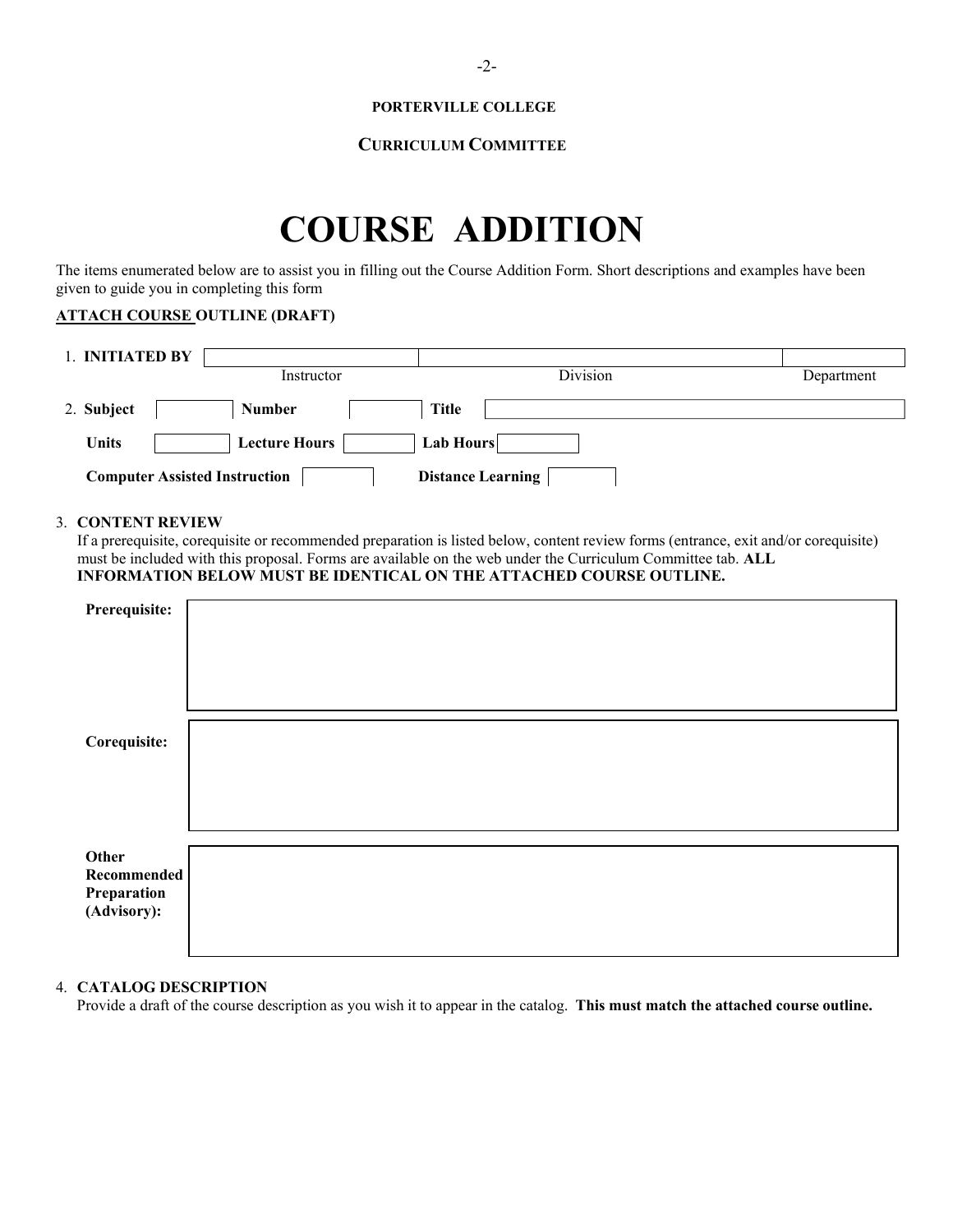**PORTERVILLE COLLEGE**

**CURRICULUM COMMITTEE**

# COURSE ADDITION

The items enumerated below are to assist you in filling out the Course Addition Form. Short descriptions and examples have been given to guide you in completing this form

**ATTACH COURSE OUTLINE (DRAFT)**

1. **INITIATED BY**

| | | |
|---|---|---|
| | | |
| Instructor | Division | Department |

2. **Subject** ______ **Number** ______ **Title** ______

   **Units** ______ **Lecture Hours** ______ **Lab Hours** ______

   **Computer Assisted Instruction** ______ **Distance Learning** ______

3. **CONTENT REVIEW**
   If a prerequisite, corequisite or recommended preparation is listed below, content review forms (entrance, exit and/or corequisite) must be included with this proposal. Forms are available on the web under the Curriculum Committee tab. **ALL INFORMATION BELOW MUST BE IDENTICAL ON THE ATTACHED COURSE OUTLINE.**

   **Prerequisite:**

   **Corequisite:**

   **Other Recommended Preparation (Advisory):**

4. **CATALOG DESCRIPTION**
   Provide a draft of the course description as you wish it to appear in the catalog. **This must match the attached course outline.**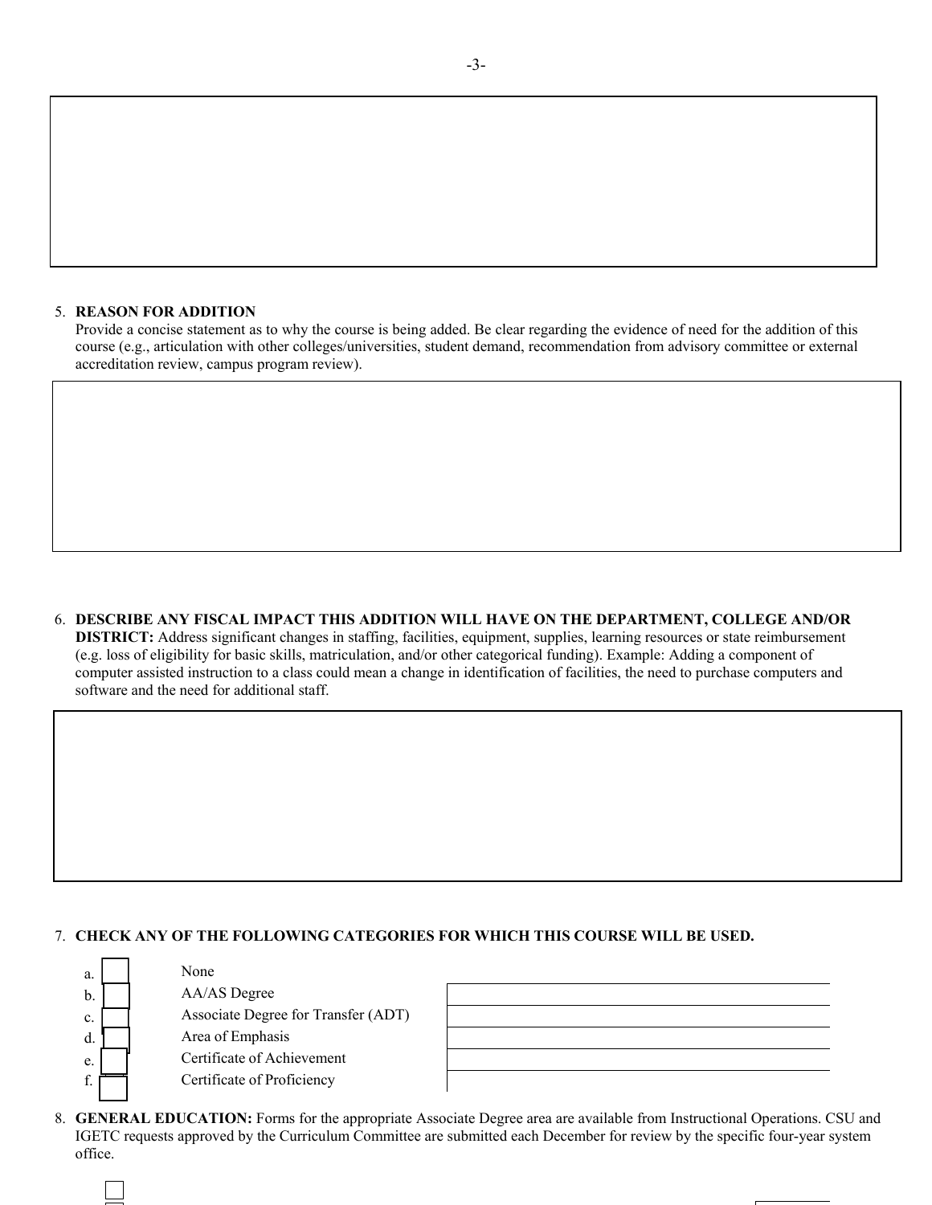5. **REASON FOR ADDITION**
   Provide a concise statement as to why the course is being added. Be clear regarding the evidence of need for the addition of this course (e.g., articulation with other colleges/universities, student demand, recommendation from advisory committee or external accreditation review, campus program review).

6. **DESCRIBE ANY FISCAL IMPACT THIS ADDITION WILL HAVE ON THE DEPARTMENT, COLLEGE AND/OR DISTRICT:** Address significant changes in staffing, facilities, equipment, supplies, learning resources or state reimbursement (e.g. loss of eligibility for basic skills, matriculation, and/or other categorical funding). Example: Adding a component of computer assisted instruction to a class could mean a change in identification of facilities, the need to purchase computers and software and the need for additional staff.

7. **CHECK ANY OF THE FOLLOWING CATEGORIES FOR WHICH THIS COURSE WILL BE USED.**

   a. ☐ None
   b. ☐ AA/AS Degree
   c. ☐ Associate Degree for Transfer (ADT)
   d. ☐ Area of Emphasis
   e. ☐ Certificate of Achievement
   f. ☐ Certificate of Proficiency

8. **GENERAL EDUCATION:** Forms for the appropriate Associate Degree area are available from Instructional Operations. CSU and IGETC requests approved by the Curriculum Committee are submitted each December for review by the specific four-year system office.

   ☐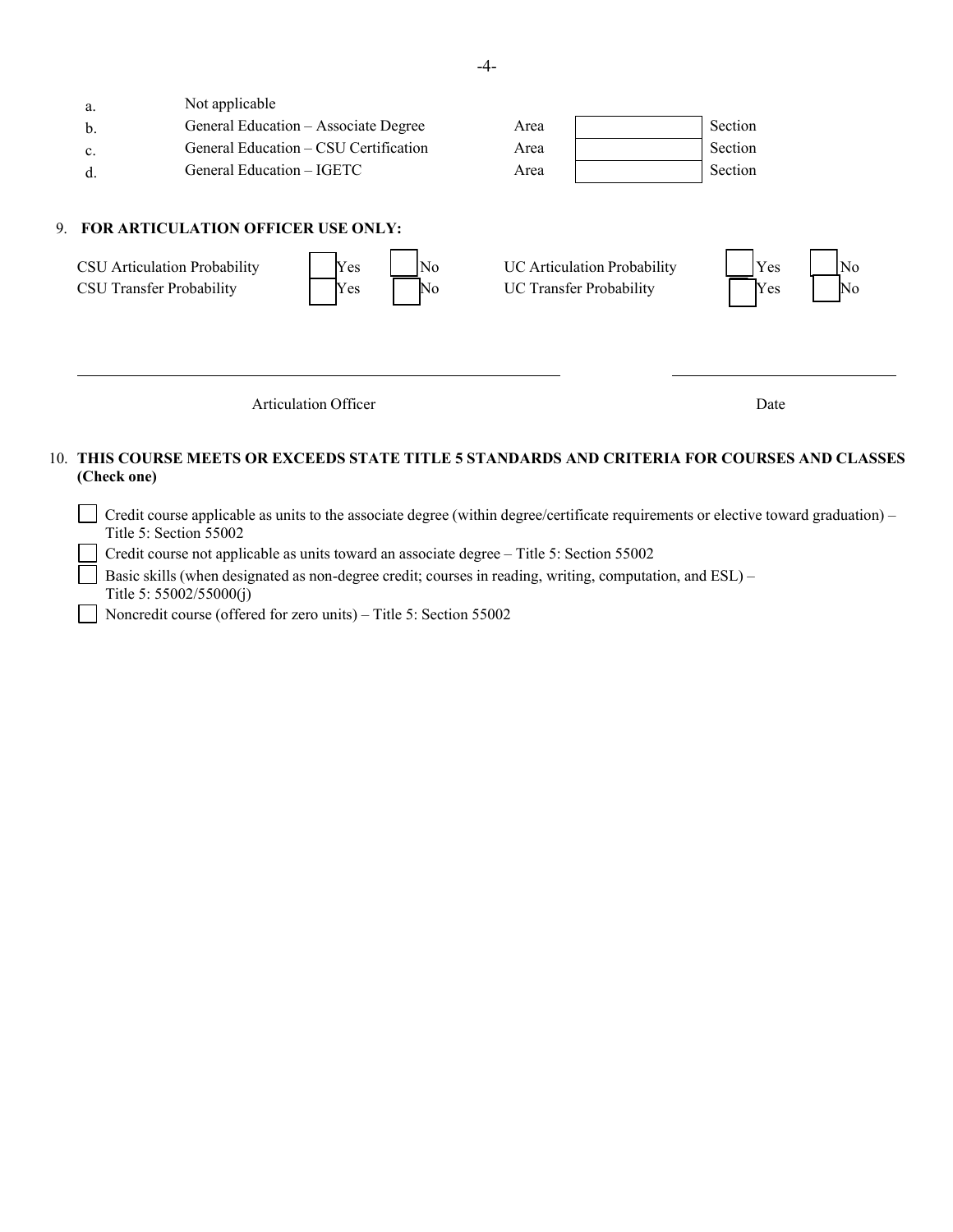| | | | | |
|---|---|---|---|---|
| a. | Not applicable | | | |
| b. | General Education – Associate Degree | Area | | Section |
| c. | General Education – CSU Certification | Area | | Section |
| d. | General Education – IGETC | Area | | Section |

9. **FOR ARTICULATION OFFICER USE ONLY:**

| | | | | | |
|---|---|---|---|---|---|
| CSU Articulation Probability | ☐ Yes | ☐ No | UC Articulation Probability | ☐ Yes | ☐ No |
| CSU Transfer Probability | ☐ Yes | ☐ No | UC Transfer Probability | ☐ Yes | ☐ No |

\_\_\_\_\_\_\_\_\_\_\_\_\_\_\_\_\_\_\_\_\_\_\_\_\_\_\_\_\_\_\_\_\_\_\_\_\_\_\_\_ \_\_\_\_\_\_\_\_\_\_\_\_\_\_\_\_\_\_\_\_

Articulation Officer Date

10. **THIS COURSE MEETS OR EXCEEDS STATE TITLE 5 STANDARDS AND CRITERIA FOR COURSES AND CLASSES (Check one)**

- ☐ Credit course applicable as units to the associate degree (within degree/certificate requirements or elective toward graduation) – Title 5: Section 55002
- ☐ Credit course not applicable as units toward an associate degree – Title 5: Section 55002
- ☐ Basic skills (when designated as non-degree credit; courses in reading, writing, computation, and ESL) – Title 5: 55002/55000(j)
- ☐ Noncredit course (offered for zero units) – Title 5: Section 55002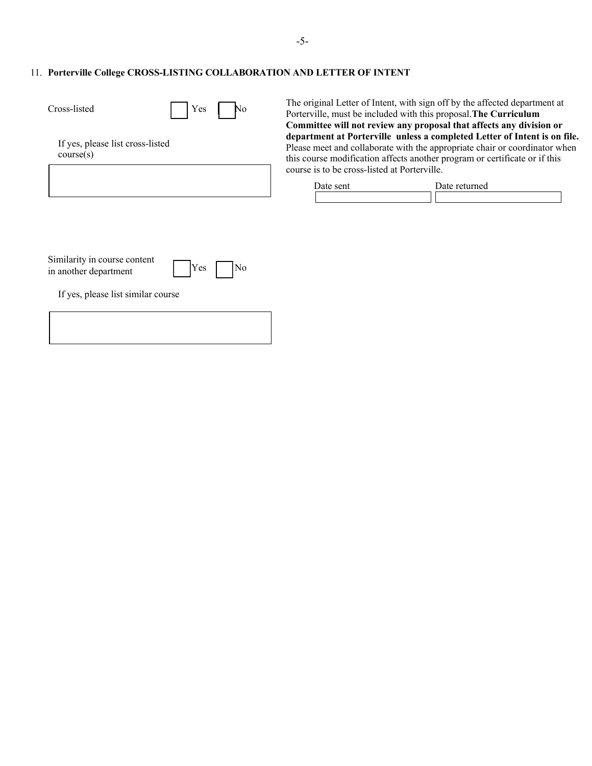## 11. Porterville College CROSS-LISTING COLLABORATION AND LETTER OF INTENT

Cross-listed ☐ Yes ☐ No

If yes, please list cross-listed course(s)

The original Letter of Intent, with sign off by the affected department at Porterville, must be included with this proposal. **The Curriculum Committee will not review any proposal that affects any division or department at Porterville unless a completed Letter of Intent is on file.** Please meet and collaborate with the appropriate chair or coordinator when this course modification affects another program or certificate or if this course is to be cross-listed at Porterville.

| Date sent | Date returned |
|---|---|
| | |

Similarity in course content in another department ☐ Yes ☐ No

If yes, please list similar course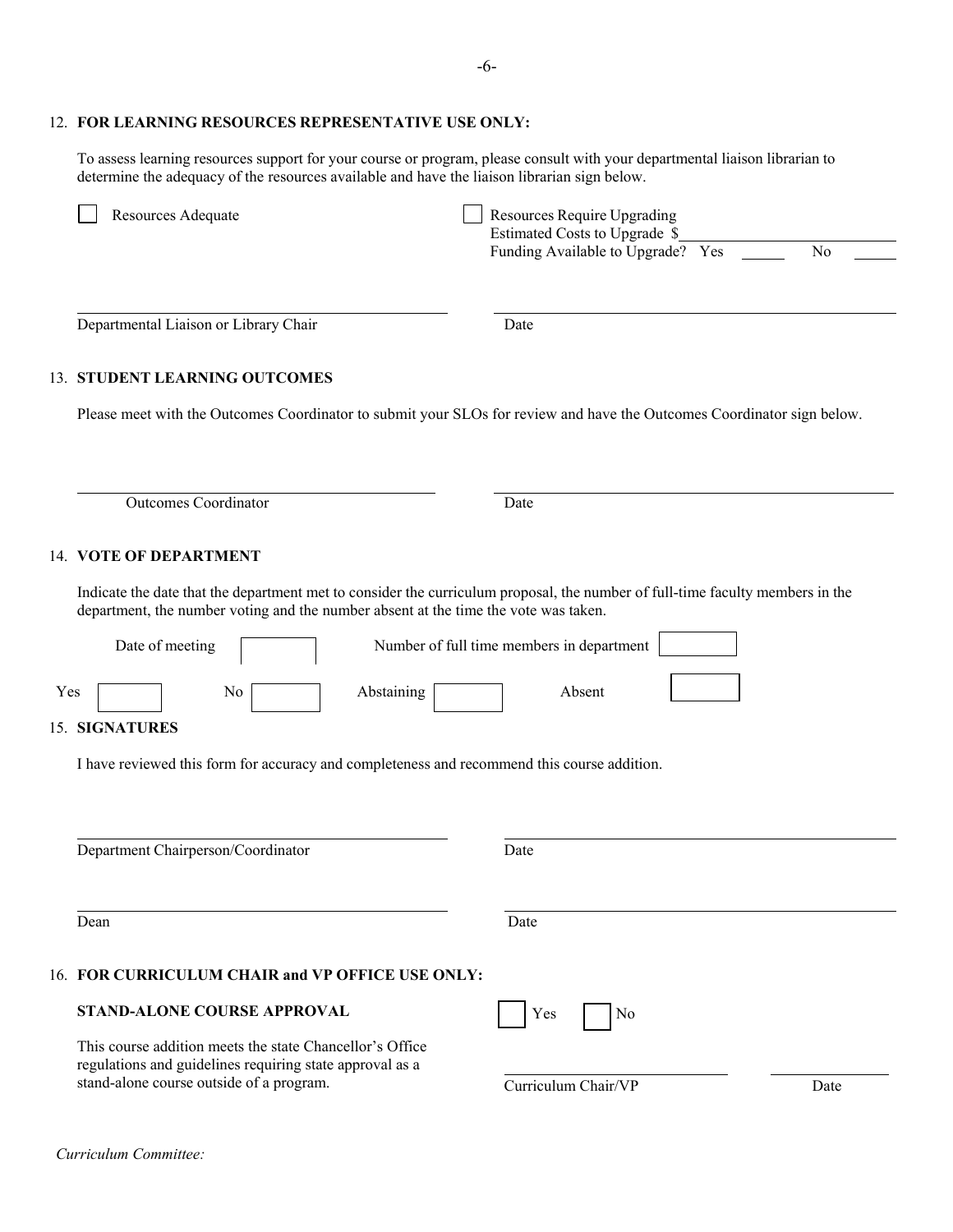12. **FOR LEARNING RESOURCES REPRESENTATIVE USE ONLY:**

To assess learning resources support for your course or program, please consult with your departmental liaison librarian to determine the adequacy of the resources available and have the liaison librarian sign below.

☐ Resources Adequate

☐ Resources Require Upgrading
Estimated Costs to Upgrade $\_\_\_\_\_\_\_\_\_\_\_\_
Funding Available to Upgrade? Yes \_\_\_\_\_ No \_\_\_\_\_

\_\_\_\_\_\_\_\_\_\_\_\_\_\_\_\_\_\_\_\_\_\_\_\_\_\_\_\_\_\_\_\_ \_\_\_\_\_\_\_\_\_\_\_\_\_\_\_\_\_\_\_\_\_\_\_\_\_\_\_\_\_\_\_\_
Departmental Liaison or Library Chair Date

13. **STUDENT LEARNING OUTCOMES**

Please meet with the Outcomes Coordinator to submit your SLOs for review and have the Outcomes Coordinator sign below.

\_\_\_\_\_\_\_\_\_\_\_\_\_\_\_\_\_\_\_\_\_\_\_\_\_\_\_\_\_\_\_\_ \_\_\_\_\_\_\_\_\_\_\_\_\_\_\_\_\_\_\_\_\_\_\_\_\_\_\_\_\_\_\_\_
Outcomes Coordinator Date

14. **VOTE OF DEPARTMENT**

Indicate the date that the department met to consider the curriculum proposal, the number of full-time faculty members in the department, the number voting and the number absent at the time the vote was taken.

Date of meeting ☐ Number of full time members in department ☐

Yes ☐ No ☐ Abstaining ☐ Absent ☐

15. **SIGNATURES**

I have reviewed this form for accuracy and completeness and recommend this course addition.

\_\_\_\_\_\_\_\_\_\_\_\_\_\_\_\_\_\_\_\_\_\_\_\_\_\_\_\_\_\_\_\_ \_\_\_\_\_\_\_\_\_\_\_\_\_\_\_\_\_\_\_\_\_\_\_\_\_\_\_\_\_\_\_\_
Department Chairperson/Coordinator Date

\_\_\_\_\_\_\_\_\_\_\_\_\_\_\_\_\_\_\_\_\_\_\_\_\_\_\_\_\_\_\_\_ \_\_\_\_\_\_\_\_\_\_\_\_\_\_\_\_\_\_\_\_\_\_\_\_\_\_\_\_\_\_\_\_
Dean Date

16. **FOR CURRICULUM CHAIR and VP OFFICE USE ONLY:**

**STAND-ALONE COURSE APPROVAL** ☐ Yes ☐ No

This course addition meets the state Chancellor's Office regulations and guidelines requiring state approval as a stand-alone course outside of a program.

\_\_\_\_\_\_\_\_\_\_\_\_\_\_\_\_\_\_\_\_\_\_\_\_ \_\_\_\_\_\_\_\_\_\_\_\_
Curriculum Chair/VP Date

*Curriculum Committee:*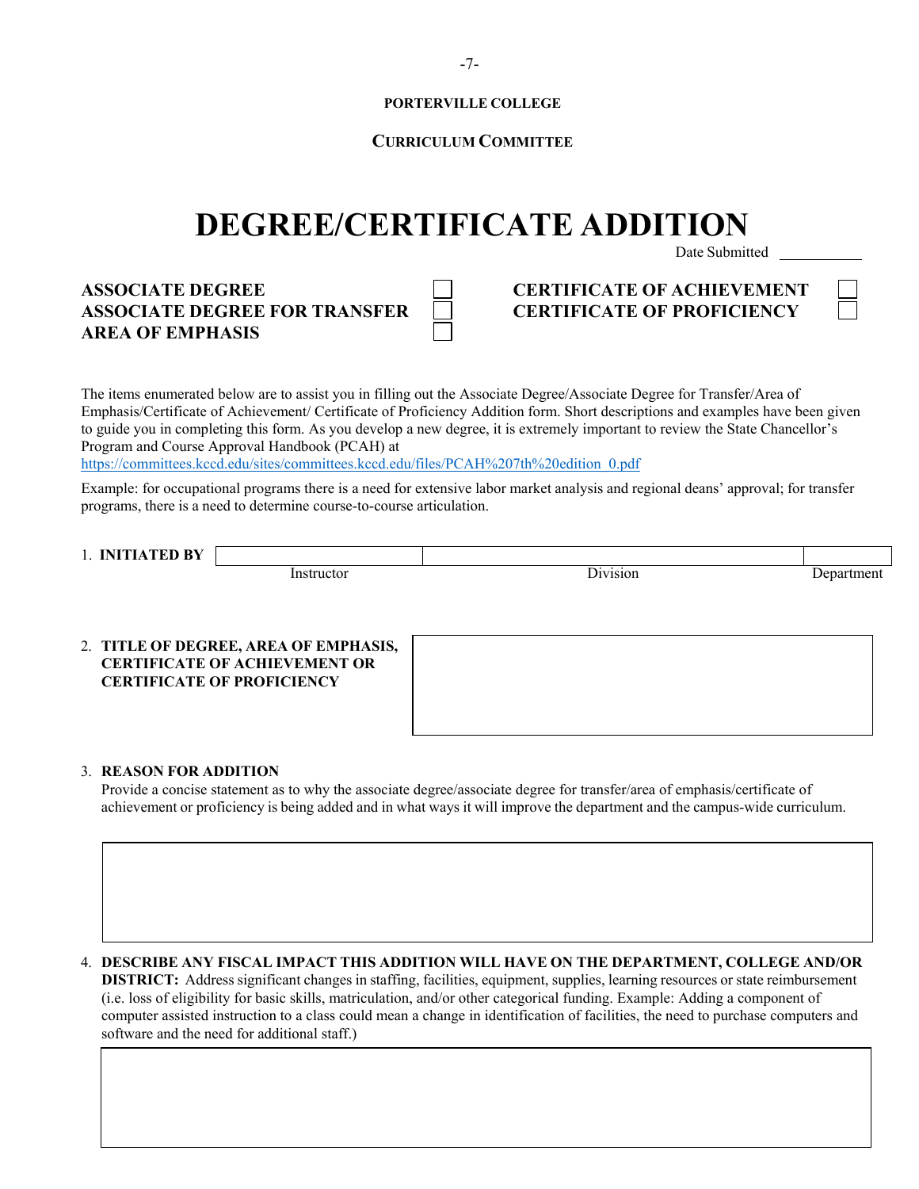**PORTERVILLE COLLEGE**

**CURRICULUM COMMITTEE**

# DEGREE/CERTIFICATE ADDITION

Date Submitted ___________

**ASSOCIATE DEGREE** ☐
**ASSOCIATE DEGREE FOR TRANSFER** ☐
**AREA OF EMPHASIS** ☐

**CERTIFICATE OF ACHIEVEMENT** ☐
**CERTIFICATE OF PROFICIENCY** ☐

The items enumerated below are to assist you in filling out the Associate Degree/Associate Degree for Transfer/Area of Emphasis/Certificate of Achievement/ Certificate of Proficiency Addition form. Short descriptions and examples have been given to guide you in completing this form. As you develop a new degree, it is extremely important to review the State Chancellor's Program and Course Approval Handbook (PCAH) at
https://committees.kccd.edu/sites/committees.kccd.edu/files/PCAH%207th%20edition_0.pdf

Example: for occupational programs there is a need for extensive labor market analysis and regional deans' approval; for transfer programs, there is a need to determine course-to-course articulation.

1. **INITIATED BY**

| | | |
|---|---|---|
| Instructor | Division | Department |

2. **TITLE OF DEGREE, AREA OF EMPHASIS, CERTIFICATE OF ACHIEVEMENT OR CERTIFICATE OF PROFICIENCY**

3. **REASON FOR ADDITION**
   Provide a concise statement as to why the associate degree/associate degree for transfer/area of emphasis/certificate of achievement or proficiency is being added and in what ways it will improve the department and the campus-wide curriculum.

4. **DESCRIBE ANY FISCAL IMPACT THIS ADDITION WILL HAVE ON THE DEPARTMENT, COLLEGE AND/OR DISTRICT:** Address significant changes in staffing, facilities, equipment, supplies, learning resources or state reimbursement (i.e. loss of eligibility for basic skills, matriculation, and/or other categorical funding. Example: Adding a component of computer assisted instruction to a class could mean a change in identification of facilities, the need to purchase computers and software and the need for additional staff.)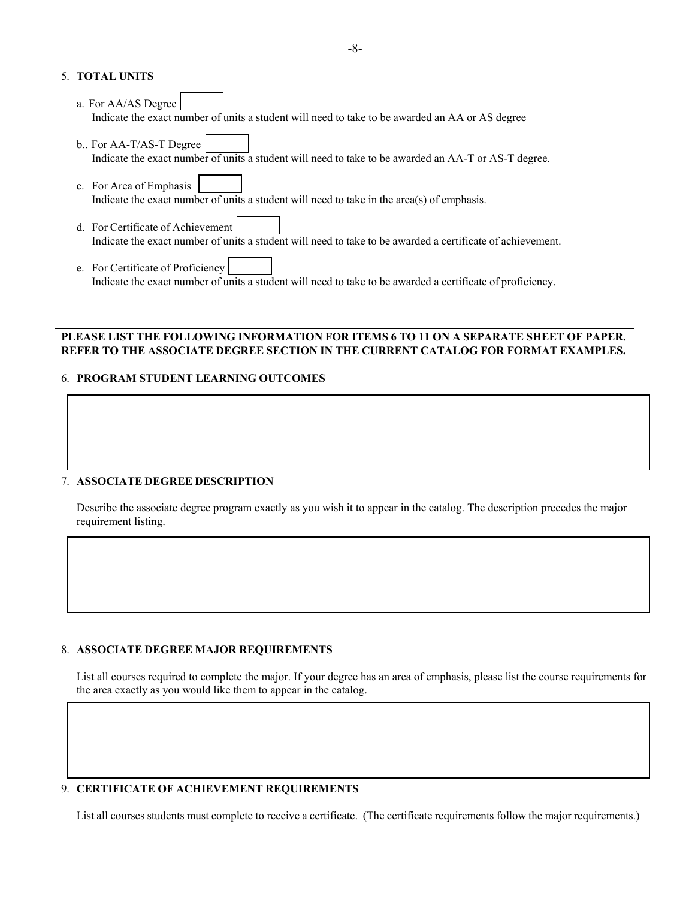5. **TOTAL UNITS**

   a. For AA/AS Degree

      Indicate the exact number of units a student will need to take to be awarded an AA or AS degree

   b.. For AA-T/AS-T Degree

      Indicate the exact number of units a student will need to take to be awarded an AA-T or AS-T degree.

   c. For Area of Emphasis

      Indicate the exact number of units a student will need to take in the area(s) of emphasis.

   d. For Certificate of Achievement

      Indicate the exact number of units a student will need to take to be awarded a certificate of achievement.

   e. For Certificate of Proficiency

      Indicate the exact number of units a student will need to take to be awarded a certificate of proficiency.

**PLEASE LIST THE FOLLOWING INFORMATION FOR ITEMS 6 TO 11 ON A SEPARATE SHEET OF PAPER. REFER TO THE ASSOCIATE DEGREE SECTION IN THE CURRENT CATALOG FOR FORMAT EXAMPLES.**

6. **PROGRAM STUDENT LEARNING OUTCOMES**

7. **ASSOCIATE DEGREE DESCRIPTION**

   Describe the associate degree program exactly as you wish it to appear in the catalog. The description precedes the major requirement listing.

8. **ASSOCIATE DEGREE MAJOR REQUIREMENTS**

   List all courses required to complete the major. If your degree has an area of emphasis, please list the course requirements for the area exactly as you would like them to appear in the catalog.

9. **CERTIFICATE OF ACHIEVEMENT REQUIREMENTS**

   List all courses students must complete to receive a certificate. (The certificate requirements follow the major requirements.)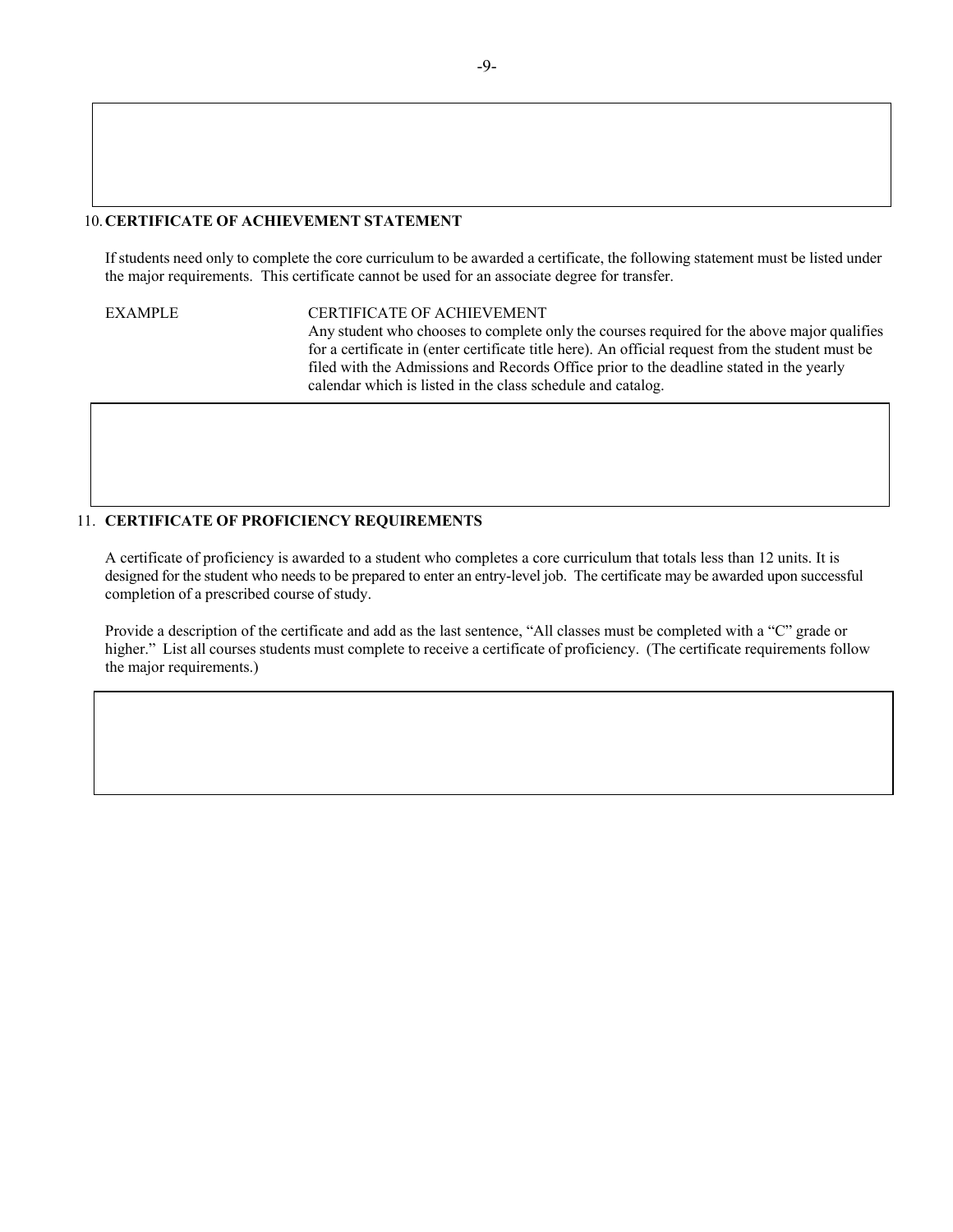## 10. CERTIFICATE OF ACHIEVEMENT STATEMENT

If students need only to complete the core curriculum to be awarded a certificate, the following statement must be listed under the major requirements. This certificate cannot be used for an associate degree for transfer.

EXAMPLE

CERTIFICATE OF ACHIEVEMENT
Any student who chooses to complete only the courses required for the above major qualifies for a certificate in (enter certificate title here). An official request from the student must be filed with the Admissions and Records Office prior to the deadline stated in the yearly calendar which is listed in the class schedule and catalog.

## 11. CERTIFICATE OF PROFICIENCY REQUIREMENTS

A certificate of proficiency is awarded to a student who completes a core curriculum that totals less than 12 units. It is designed for the student who needs to be prepared to enter an entry-level job. The certificate may be awarded upon successful completion of a prescribed course of study.

Provide a description of the certificate and add as the last sentence, "All classes must be completed with a "C" grade or higher." List all courses students must complete to receive a certificate of proficiency. (The certificate requirements follow the major requirements.)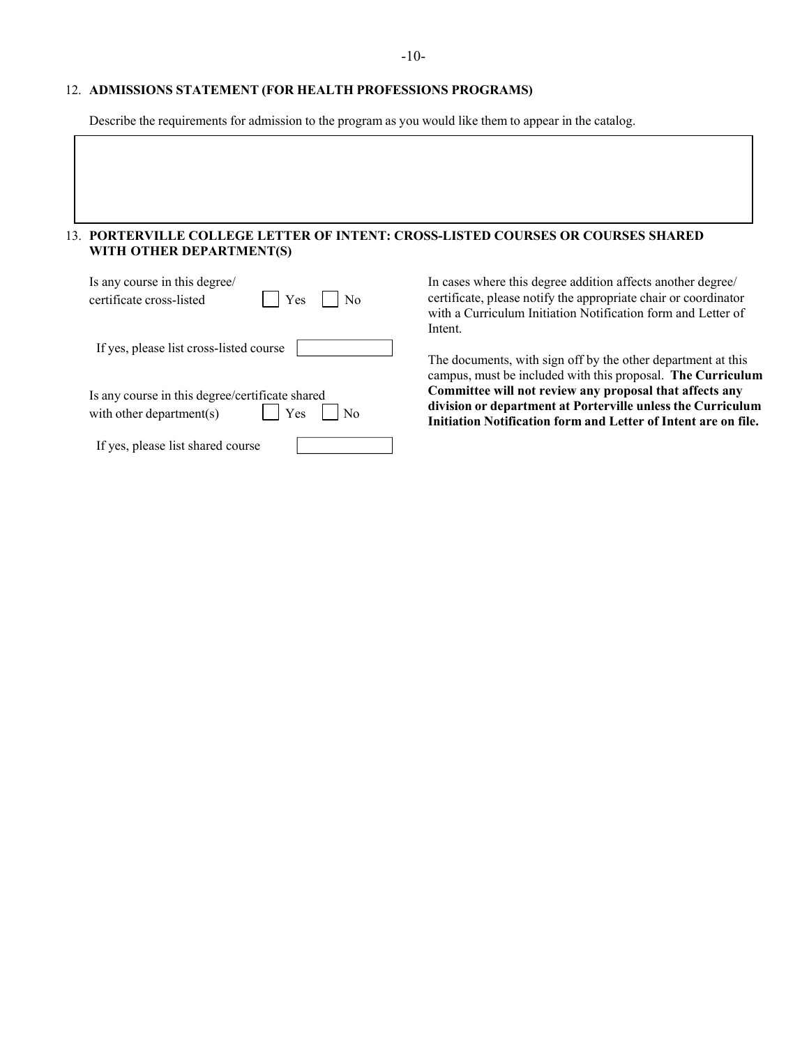12. **ADMISSIONS STATEMENT (FOR HEALTH PROFESSIONS PROGRAMS)**

Describe the requirements for admission to the program as you would like them to appear in the catalog.

13. **PORTERVILLE COLLEGE LETTER OF INTENT: CROSS-LISTED COURSES OR COURSES SHARED WITH OTHER DEPARTMENT(S)**

Is any course in this degree/certificate cross-listed ☐ Yes ☐ No

If yes, please list cross-listed course ____________

Is any course in this degree/certificate shared with other department(s) ☐ Yes ☐ No

If yes, please list shared course ____________

In cases where this degree addition affects another degree/certificate, please notify the appropriate chair or coordinator with a Curriculum Initiation Notification form and Letter of Intent.

The documents, with sign off by the other department at this campus, must be included with this proposal. **The Curriculum Committee will not review any proposal that affects any division or department at Porterville unless the Curriculum Initiation Notification form and Letter of Intent are on file.**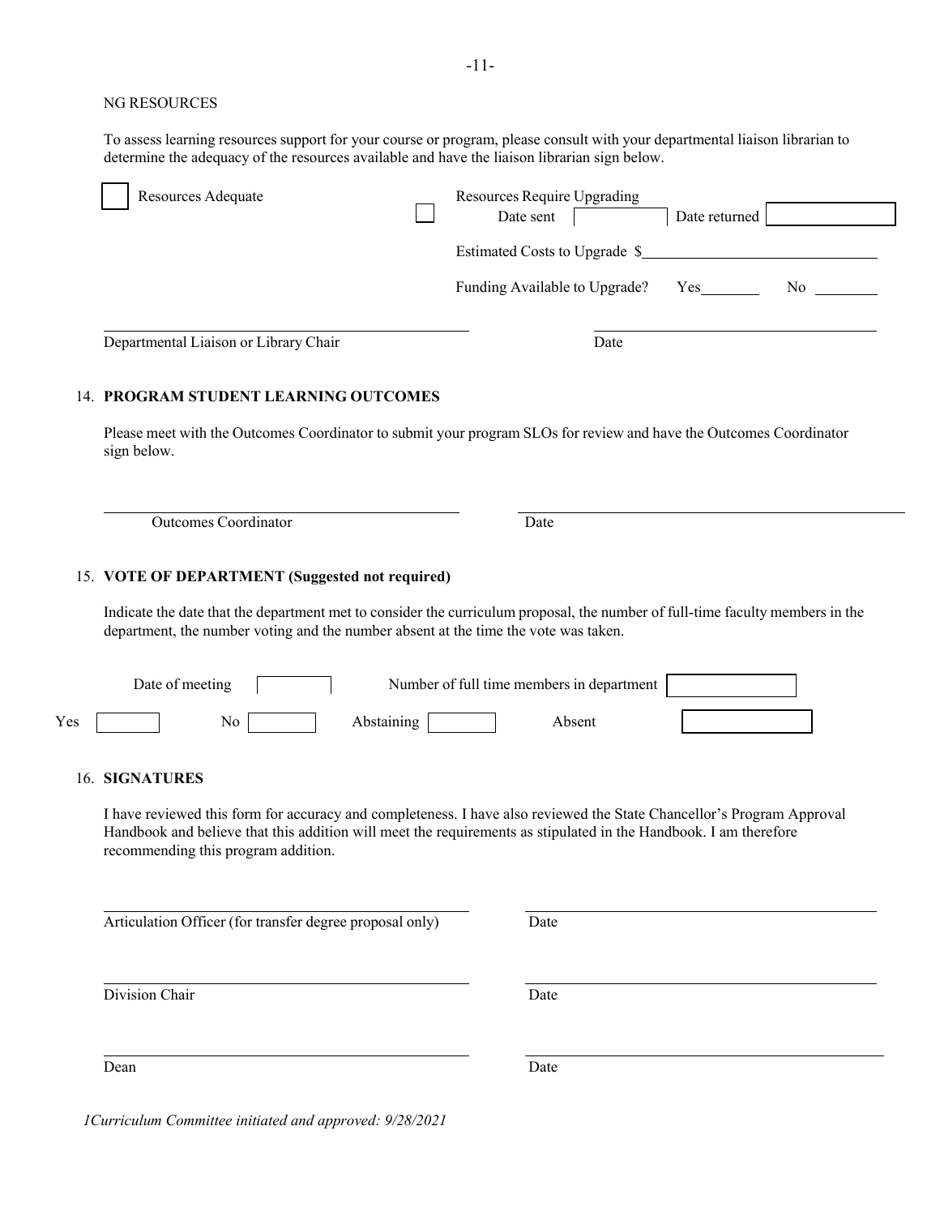NG RESOURCES

To assess learning resources support for your course or program, please consult with your departmental liaison librarian to determine the adequacy of the resources available and have the liaison librarian sign below.

☐ Resources Adequate

☐ Resources Require Upgrading
Date sent ______ Date returned ______

Estimated Costs to Upgrade $____________________

Funding Available to Upgrade? Yes______ No ______

______________________________ ______________________________
Departmental Liaison or Library Chair Date

## 14. PROGRAM STUDENT LEARNING OUTCOMES

Please meet with the Outcomes Coordinator to submit your program SLOs for review and have the Outcomes Coordinator sign below.

______________________________ ______________________________
Outcomes Coordinator Date

## 15. VOTE OF DEPARTMENT (Suggested not required)

Indicate the date that the department met to consider the curriculum proposal, the number of full-time faculty members in the department, the number voting and the number absent at the time the vote was taken.

Date of meeting ______ Number of full time members in department ______

Yes ______ No ______ Abstaining ______ Absent ______

## 16. SIGNATURES

I have reviewed this form for accuracy and completeness. I have also reviewed the State Chancellor's Program Approval Handbook and believe that this addition will meet the requirements as stipulated in the Handbook. I am therefore recommending this program addition.

______________________________ ______________________________
Articulation Officer (for transfer degree proposal only) Date

______________________________ ______________________________
Division Chair Date

______________________________ ______________________________
Dean Date

*1Curriculum Committee initiated and approved: 9/28/2021*